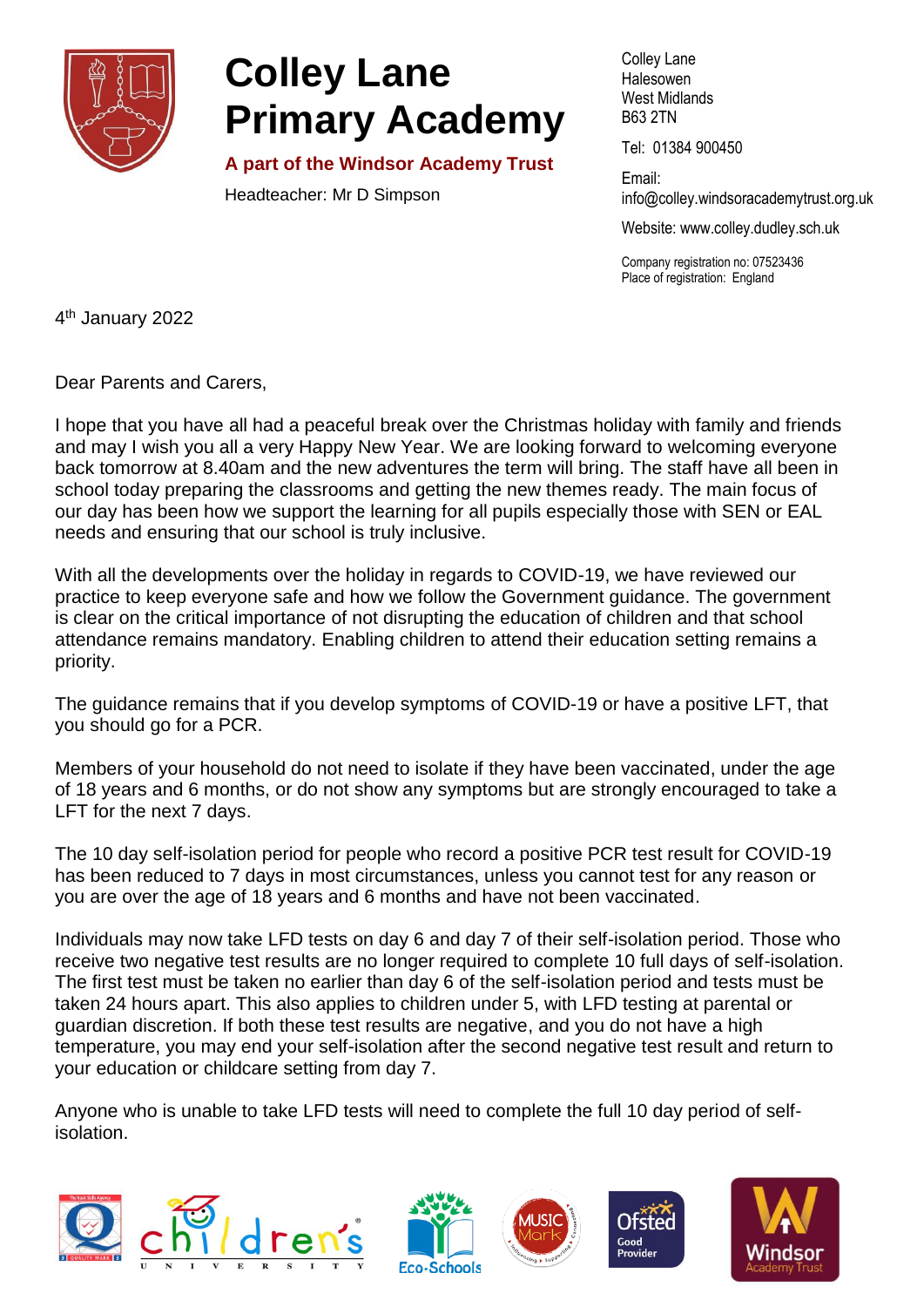# Colley Lane Primary Academy

**A part of the Windsor Academy Trust**

Headteacher: Mr D Simpson

Colley Lane
Halesowen
West Midlands
B63 2TN

Tel: 01384 900450

Email: info@colley.windsoracademytrust.org.uk

Website: www.colley.dudley.sch.uk

Company registration no: 07523436
Place of registration: England

4th January 2022

Dear Parents and Carers,

I hope that you have all had a peaceful break over the Christmas holiday with family and friends and may I wish you all a very Happy New Year. We are looking forward to welcoming everyone back tomorrow at 8.40am and the new adventures the term will bring. The staff have all been in school today preparing the classrooms and getting the new themes ready. The main focus of our day has been how we support the learning for all pupils especially those with SEN or EAL needs and ensuring that our school is truly inclusive.

With all the developments over the holiday in regards to COVID-19, we have reviewed our practice to keep everyone safe and how we follow the Government guidance. The government is clear on the critical importance of not disrupting the education of children and that school attendance remains mandatory. Enabling children to attend their education setting remains a priority.

The guidance remains that if you develop symptoms of COVID-19 or have a positive LFT, that you should go for a PCR.

Members of your household do not need to isolate if they have been vaccinated, under the age of 18 years and 6 months, or do not show any symptoms but are strongly encouraged to take a LFT for the next 7 days.

The 10 day self-isolation period for people who record a positive PCR test result for COVID-19 has been reduced to 7 days in most circumstances, unless you cannot test for any reason or you are over the age of 18 years and 6 months and have not been vaccinated.

Individuals may now take LFD tests on day 6 and day 7 of their self-isolation period. Those who receive two negative test results are no longer required to complete 10 full days of self-isolation. The first test must be taken no earlier than day 6 of the self-isolation period and tests must be taken 24 hours apart. This also applies to children under 5, with LFD testing at parental or guardian discretion. If both these test results are negative, and you do not have a high temperature, you may end your self-isolation after the second negative test result and return to your education or childcare setting from day 7.

Anyone who is unable to take LFD tests will need to complete the full 10 day period of self-isolation.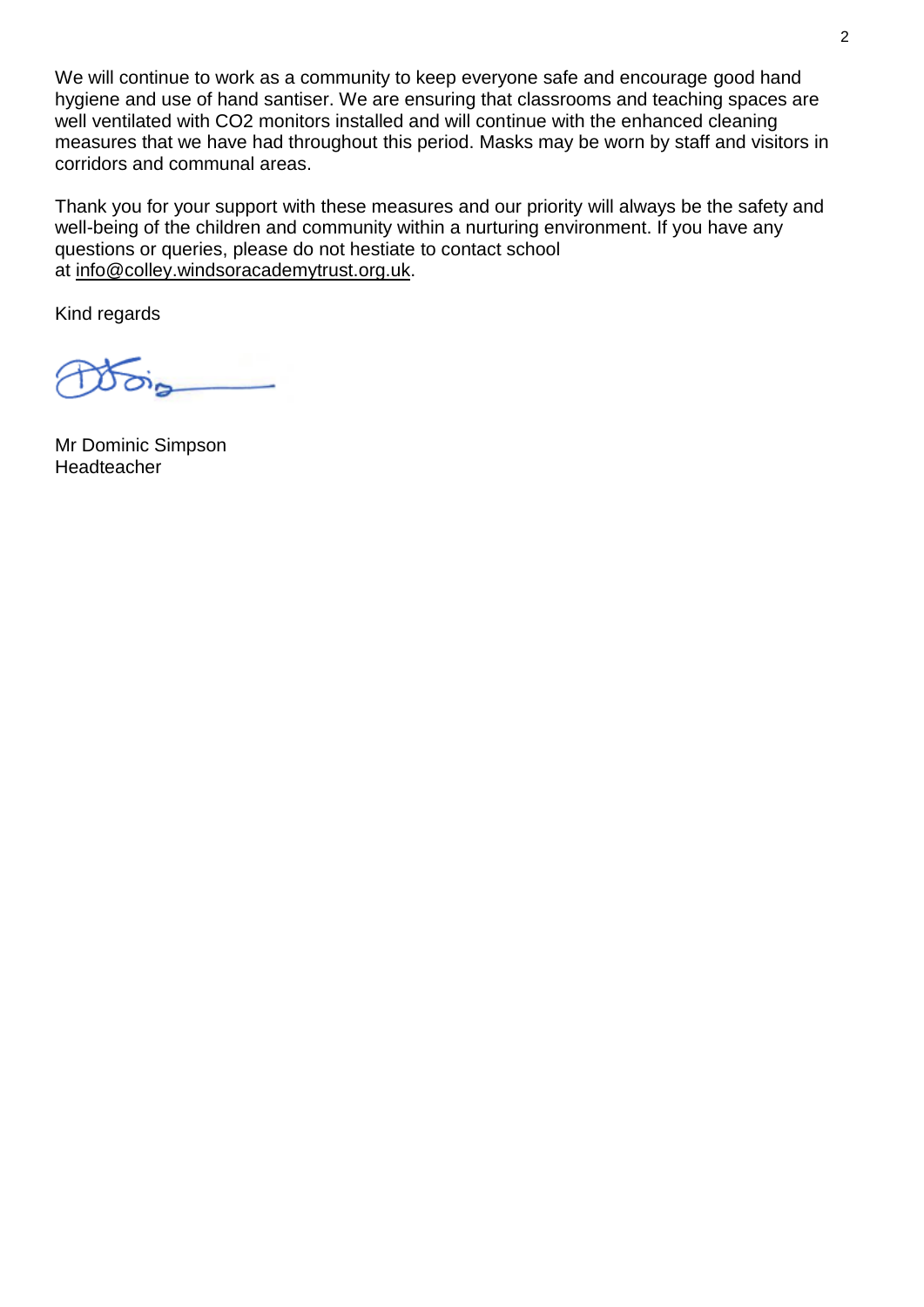We will continue to work as a community to keep everyone safe and encourage good hand hygiene and use of hand santiser. We are ensuring that classrooms and teaching spaces are well ventilated with CO2 monitors installed and will continue with the enhanced cleaning measures that we have had throughout this period. Masks may be worn by staff and visitors in corridors and communal areas.

Thank you for your support with these measures and our priority will always be the safety and well-being of the children and community within a nurturing environment. If you have any questions or queries, please do not hestiate to contact school at info@colley.windsoracademytrust.org.uk.

Kind regards

Mr Dominic Simpson
Headteacher